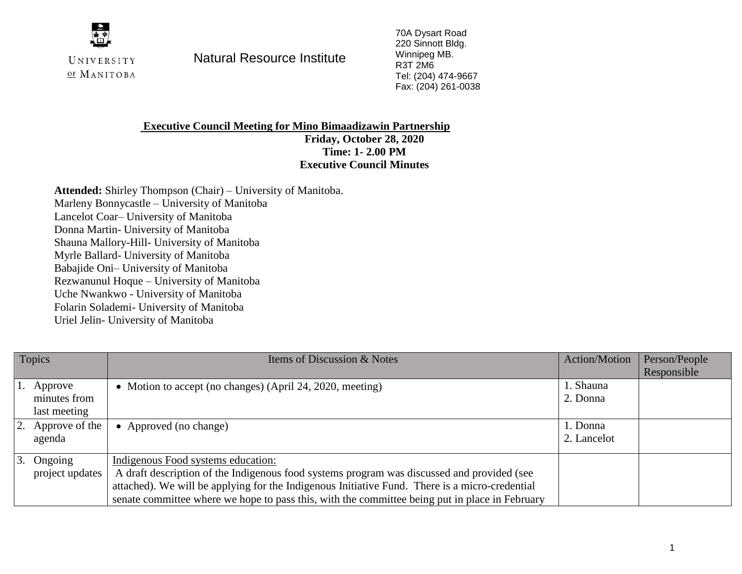UNIVERSITY OF MANITOBA

Natural Resource Institute

70A Dysart Road
220 Sinnott Bldg.
Winnipeg MB.
R3T 2M6
Tel: (204) 474-9667
Fax: (204) 261-0038

**Executive Council Meeting for Mino Bimaadizawin Partnership**
**Friday, October 28, 2020**
**Time: 1- 2.00 PM**
**Executive Council Minutes**

**Attended:** Shirley Thompson (Chair) – University of Manitoba.
Marleny Bonnycastle – University of Manitoba
Lancelot Coar– University of Manitoba
Donna Martin- University of Manitoba
Shauna Mallory-Hill- University of Manitoba
Myrle Ballard- University of Manitoba
Babajide Oni– University of Manitoba
Rezwanunul Hoque – University of Manitoba
Uche Nwankwo - University of Manitoba
Folarin Solademi- University of Manitoba
Uriel Jelin- University of Manitoba

| Topics | Items of Discussion & Notes | Action/Motion | Person/People Responsible |
|---|---|---|---|
| 1. Approve minutes from last meeting | • Motion to accept (no changes) (April 24, 2020, meeting) | 1. Shauna<br>2. Donna | |
| 2. Approve of the agenda | • Approved (no change) | 1. Donna<br>2. Lancelot | |
| 3. Ongoing project updates | Indigenous Food systems education:<br>A draft description of the Indigenous food systems program was discussed and provided (see attached). We will be applying for the Indigenous Initiative Fund. There is a micro-credential senate committee where we hope to pass this, with the committee being put in place in February | | |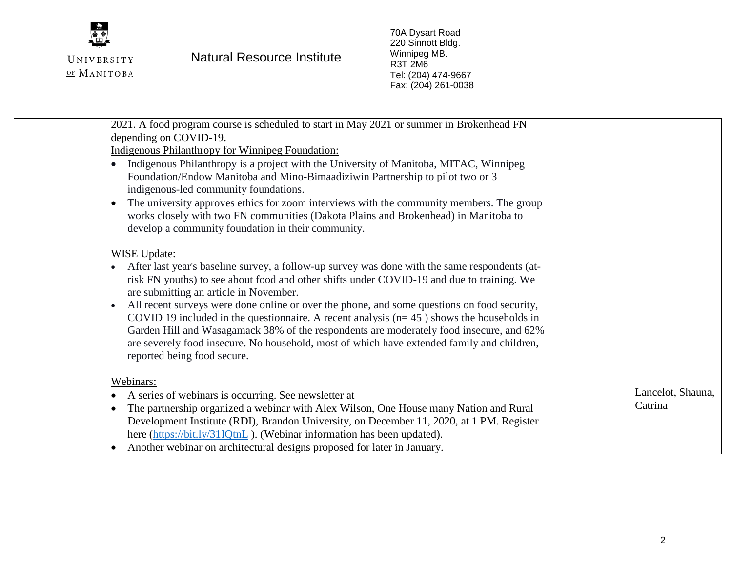| | | | |
|---|---|---|---|
| | 2021. A food program course is scheduled to start in May 2021 or summer in Brokenhead FN depending on COVID-19.<br>Indigenous Philanthropy for Winnipeg Foundation:<br>• Indigenous Philanthropy is a project with the University of Manitoba, MITAC, Winnipeg Foundation/Endow Manitoba and Mino-Bimaadiziwin Partnership to pilot two or 3 indigenous-led community foundations.<br>• The university approves ethics for zoom interviews with the community members. The group works closely with two FN communities (Dakota Plains and Brokenhead) in Manitoba to develop a community foundation in their community.<br><br>WISE Update:<br>• After last year's baseline survey, a follow-up survey was done with the same respondents (at-risk FN youths) to see about food and other shifts under COVID-19 and due to training. We are submitting an article in November.<br>• All recent surveys were done online or over the phone, and some questions on food security, COVID 19 included in the questionnaire. A recent analysis (n= 45 ) shows the households in Garden Hill and Wasagamack 38% of the respondents are moderately food insecure, and 62% are severely food insecure. No household, most of which have extended family and children, reported being food secure.<br><br>Webinars:<br>• A series of webinars is occurring. See newsletter at<br>• The partnership organized a webinar with Alex Wilson, One House many Nation and Rural Development Institute (RDI), Brandon University, on December 11, 2020, at 1 PM. Register here (https://bit.ly/31IQtnL ). (Webinar information has been updated).<br>• Another webinar on architectural designs proposed for later in January. | | Lancelot, Shauna, Catrina |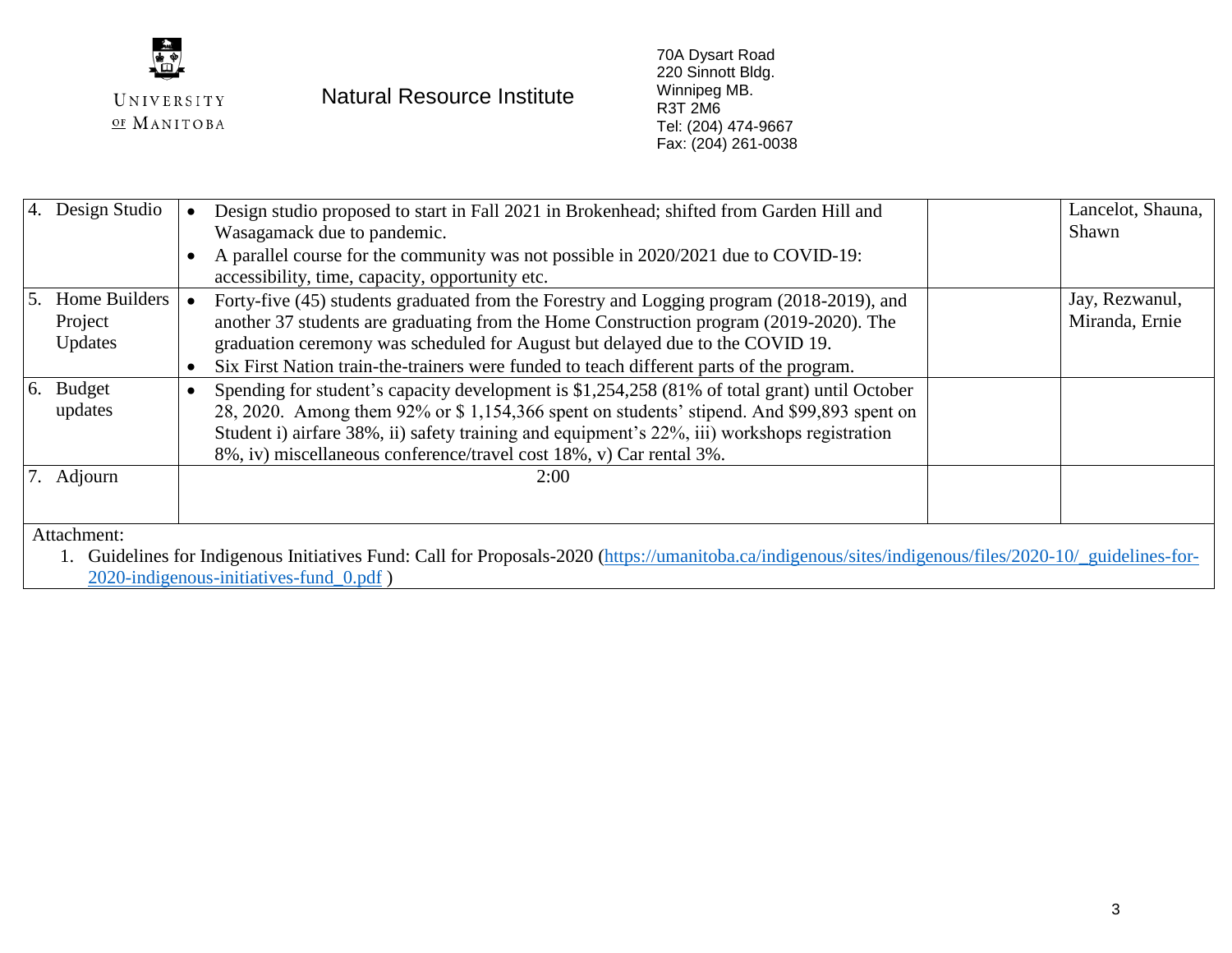University of Manitoba

Natural Resource Institute

70A Dysart Road
220 Sinnott Bldg.
Winnipeg MB.
R3T 2M6
Tel: (204) 474-9667
Fax: (204) 261-0038

| | | | |
|---|---|---|---|
| 4. Design Studio | • Design studio proposed to start in Fall 2021 in Brokenhead; shifted from Garden Hill and Wasagamack due to pandemic.<br>• A parallel course for the community was not possible in 2020/2021 due to COVID-19: accessibility, time, capacity, opportunity etc. | | Lancelot, Shauna, Shawn |
| 5. Home Builders Project Updates | • Forty-five (45) students graduated from the Forestry and Logging program (2018-2019), and another 37 students are graduating from the Home Construction program (2019-2020). The graduation ceremony was scheduled for August but delayed due to the COVID 19.<br>• Six First Nation train-the-trainers were funded to teach different parts of the program. | | Jay, Rezwanul, Miranda, Ernie |
| 6. Budget updates | • Spending for student's capacity development is $1,254,258 (81% of total grant) until October 28, 2020. Among them 92% or $ 1,154,366 spent on students' stipend. And $99,893 spent on Student i) airfare 38%, ii) safety training and equipment's 22%, iii) workshops registration 8%, iv) miscellaneous conference/travel cost 18%, v) Car rental 3%. | | |
| 7. Adjourn | 2:00 | | |

Attachment:

1. Guidelines for Indigenous Initiatives Fund: Call for Proposals-2020 (https://umanitoba.ca/indigenous/sites/indigenous/files/2020-10/_guidelines-for-2020-indigenous-initiatives-fund_0.pdf )